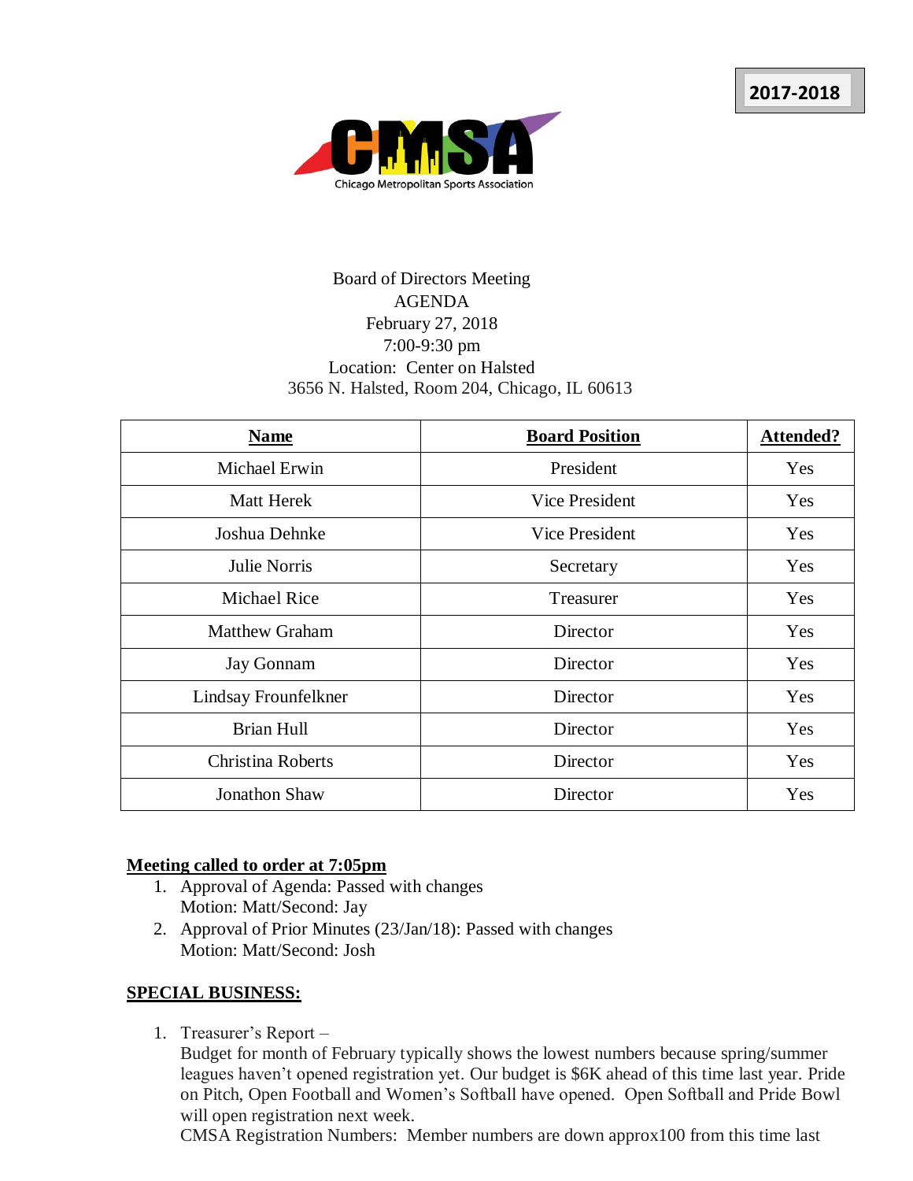2017-2018

Chicago Metropolitan Sports Association

Board of Directors Meeting
AGENDA
February 27, 2018
7:00-9:30 pm
Location: Center on Halsted
3656 N. Halsted, Room 204, Chicago, IL 60613

| Name | Board Position | Attended? |
|---|---|---|
| Michael Erwin | President | Yes |
| Matt Herek | Vice President | Yes |
| Joshua Dehnke | Vice President | Yes |
| Julie Norris | Secretary | Yes |
| Michael Rice | Treasurer | Yes |
| Matthew Graham | Director | Yes |
| Jay Gonnam | Director | Yes |
| Lindsay Frounfelkner | Director | Yes |
| Brian Hull | Director | Yes |
| Christina Roberts | Director | Yes |
| Jonathon Shaw | Director | Yes |

**Meeting called to order at 7:05pm**

1. Approval of Agenda: Passed with changes
   Motion: Matt/Second: Jay
2. Approval of Prior Minutes (23/Jan/18): Passed with changes
   Motion: Matt/Second: Josh

**SPECIAL BUSINESS:**

1. Treasurer's Report –
   Budget for month of February typically shows the lowest numbers because spring/summer leagues haven't opened registration yet. Our budget is $6K ahead of this time last year. Pride on Pitch, Open Football and Women's Softball have opened. Open Softball and Pride Bowl will open registration next week.
   CMSA Registration Numbers: Member numbers are down approx100 from this time last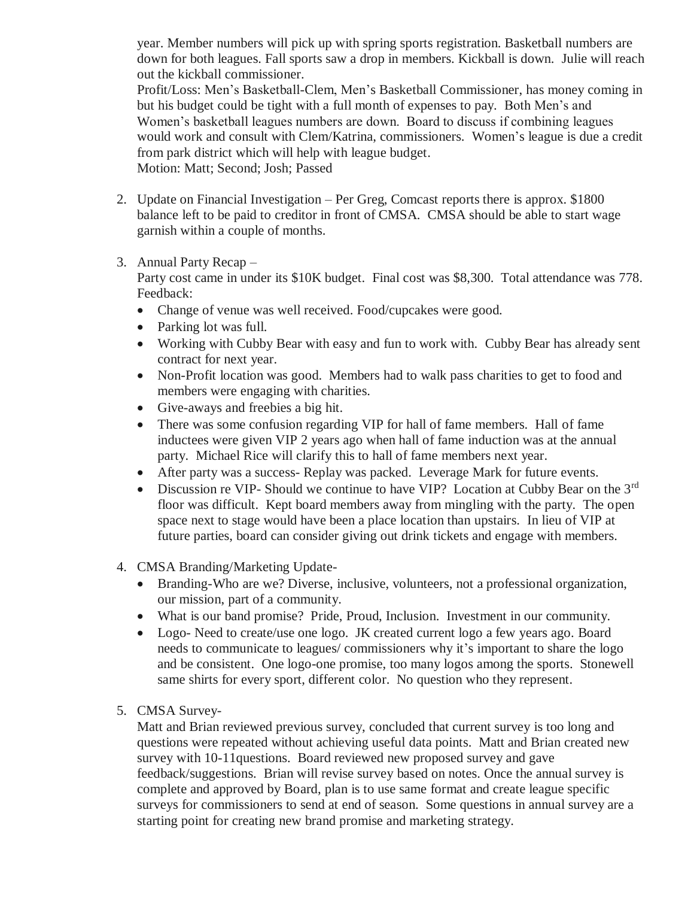year. Member numbers will pick up with spring sports registration. Basketball numbers are down for both leagues. Fall sports saw a drop in members. Kickball is down. Julie will reach out the kickball commissioner.

Profit/Loss: Men's Basketball-Clem, Men's Basketball Commissioner, has money coming in but his budget could be tight with a full month of expenses to pay. Both Men's and Women's basketball leagues numbers are down. Board to discuss if combining leagues would work and consult with Clem/Katrina, commissioners. Women's league is due a credit from park district which will help with league budget.

Motion: Matt; Second; Josh; Passed

2. Update on Financial Investigation – Per Greg, Comcast reports there is approx. $1800 balance left to be paid to creditor in front of CMSA. CMSA should be able to start wage garnish within a couple of months.

3. Annual Party Recap –

   Party cost came in under its $10K budget. Final cost was $8,300. Total attendance was 778. Feedback:

   - Change of venue was well received. Food/cupcakes were good.
   - Parking lot was full.
   - Working with Cubby Bear with easy and fun to work with. Cubby Bear has already sent contract for next year.
   - Non-Profit location was good. Members had to walk pass charities to get to food and members were engaging with charities.
   - Give-aways and freebies a big hit.
   - There was some confusion regarding VIP for hall of fame members. Hall of fame inductees were given VIP 2 years ago when hall of fame induction was at the annual party. Michael Rice will clarify this to hall of fame members next year.
   - After party was a success- Replay was packed. Leverage Mark for future events.
   - Discussion re VIP- Should we continue to have VIP? Location at Cubby Bear on the 3rd floor was difficult. Kept board members away from mingling with the party. The open space next to stage would have been a place location than upstairs. In lieu of VIP at future parties, board can consider giving out drink tickets and engage with members.

4. CMSA Branding/Marketing Update-

   - Branding-Who are we? Diverse, inclusive, volunteers, not a professional organization, our mission, part of a community.
   - What is our band promise? Pride, Proud, Inclusion. Investment in our community.
   - Logo- Need to create/use one logo. JK created current logo a few years ago. Board needs to communicate to leagues/ commissioners why it's important to share the logo and be consistent. One logo-one promise, too many logos among the sports. Stonewell same shirts for every sport, different color. No question who they represent.

5. CMSA Survey-

   Matt and Brian reviewed previous survey, concluded that current survey is too long and questions were repeated without achieving useful data points. Matt and Brian created new survey with 10-11questions. Board reviewed new proposed survey and gave feedback/suggestions. Brian will revise survey based on notes. Once the annual survey is complete and approved by Board, plan is to use same format and create league specific surveys for commissioners to send at end of season. Some questions in annual survey are a starting point for creating new brand promise and marketing strategy.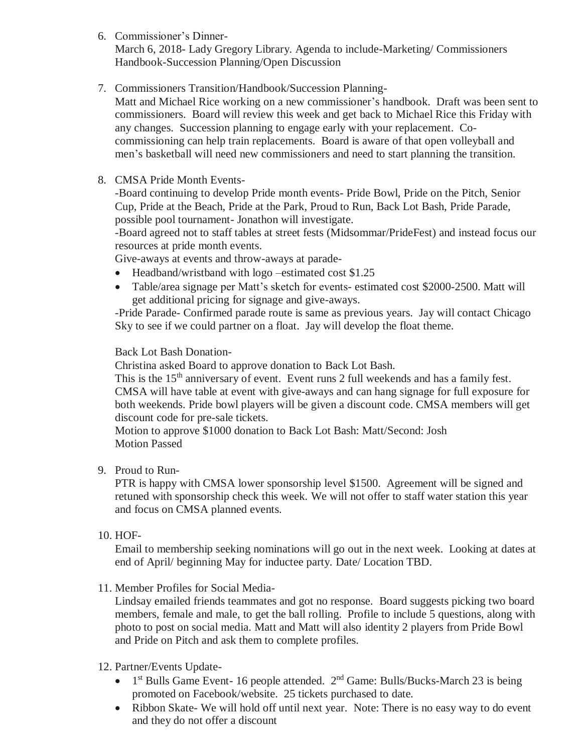6. Commissioner's Dinner-
   March 6, 2018- Lady Gregory Library. Agenda to include-Marketing/ Commissioners Handbook-Succession Planning/Open Discussion

7. Commissioners Transition/Handbook/Succession Planning-
   Matt and Michael Rice working on a new commissioner's handbook. Draft was been sent to commissioners. Board will review this week and get back to Michael Rice this Friday with any changes. Succession planning to engage early with your replacement. Co-commissioning can help train replacements. Board is aware of that open volleyball and men's basketball will need new commissioners and need to start planning the transition.

8. CMSA Pride Month Events-
   -Board continuing to develop Pride month events- Pride Bowl, Pride on the Pitch, Senior Cup, Pride at the Beach, Pride at the Park, Proud to Run, Back Lot Bash, Pride Parade, possible pool tournament- Jonathon will investigate.
   -Board agreed not to staff tables at street fests (Midsommar/PrideFest) and instead focus our resources at pride month events.
   Give-aways at events and throw-aways at parade-
   - Headband/wristband with logo –estimated cost $1.25
   - Table/area signage per Matt's sketch for events- estimated cost $2000-2500. Matt will get additional pricing for signage and give-aways.

   -Pride Parade- Confirmed parade route is same as previous years. Jay will contact Chicago Sky to see if we could partner on a float. Jay will develop the float theme.

   Back Lot Bash Donation-
   Christina asked Board to approve donation to Back Lot Bash.
   This is the 15th anniversary of event. Event runs 2 full weekends and has a family fest. CMSA will have table at event with give-aways and can hang signage for full exposure for both weekends. Pride bowl players will be given a discount code. CMSA members will get discount code for pre-sale tickets.
   Motion to approve $1000 donation to Back Lot Bash: Matt/Second: Josh
   Motion Passed

9. Proud to Run-
   PTR is happy with CMSA lower sponsorship level $1500. Agreement will be signed and retuned with sponsorship check this week. We will not offer to staff water station this year and focus on CMSA planned events.

10. HOF-
    Email to membership seeking nominations will go out in the next week. Looking at dates at end of April/ beginning May for inductee party. Date/ Location TBD.

11. Member Profiles for Social Media-
    Lindsay emailed friends teammates and got no response. Board suggests picking two board members, female and male, to get the ball rolling. Profile to include 5 questions, along with photo to post on social media. Matt and Matt will also identity 2 players from Pride Bowl and Pride on Pitch and ask them to complete profiles.

12. Partner/Events Update-
    - 1st Bulls Game Event- 16 people attended. 2nd Game: Bulls/Bucks-March 23 is being promoted on Facebook/website. 25 tickets purchased to date.
    - Ribbon Skate- We will hold off until next year. Note: There is no easy way to do event and they do not offer a discount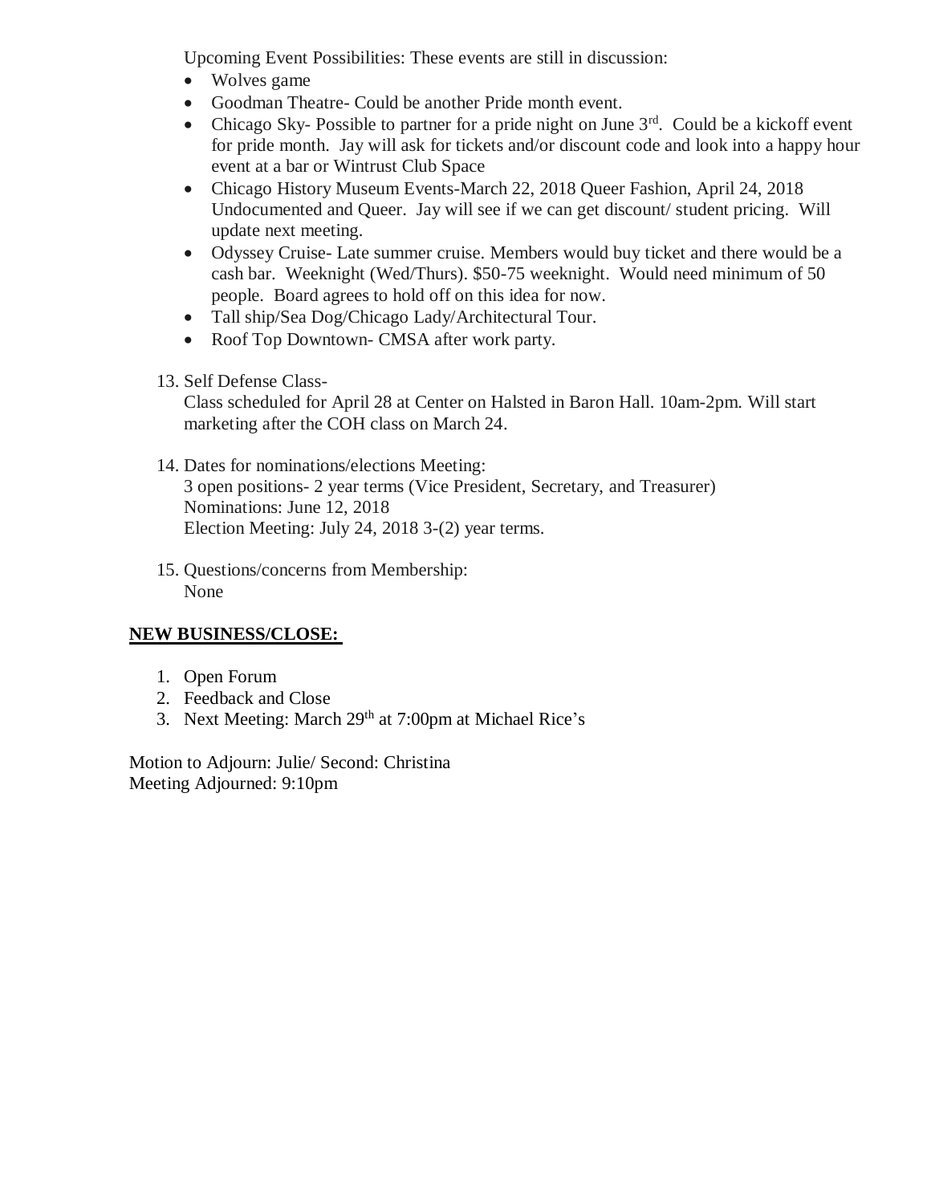Upcoming Event Possibilities: These events are still in discussion:

- Wolves game
- Goodman Theatre- Could be another Pride month event.
- Chicago Sky- Possible to partner for a pride night on June 3rd. Could be a kickoff event for pride month. Jay will ask for tickets and/or discount code and look into a happy hour event at a bar or Wintrust Club Space
- Chicago History Museum Events-March 22, 2018 Queer Fashion, April 24, 2018 Undocumented and Queer. Jay will see if we can get discount/ student pricing. Will update next meeting.
- Odyssey Cruise- Late summer cruise. Members would buy ticket and there would be a cash bar. Weeknight (Wed/Thurs). $50-75 weeknight. Would need minimum of 50 people. Board agrees to hold off on this idea for now.
- Tall ship/Sea Dog/Chicago Lady/Architectural Tour.
- Roof Top Downtown- CMSA after work party.

13. Self Defense Class-
    Class scheduled for April 28 at Center on Halsted in Baron Hall. 10am-2pm. Will start marketing after the COH class on March 24.

14. Dates for nominations/elections Meeting:
    3 open positions- 2 year terms (Vice President, Secretary, and Treasurer)
    Nominations: June 12, 2018
    Election Meeting: July 24, 2018 3-(2) year terms.

15. Questions/concerns from Membership:
    None

**NEW BUSINESS/CLOSE:**

1. Open Forum
2. Feedback and Close
3. Next Meeting: March 29th at 7:00pm at Michael Rice's

Motion to Adjourn: Julie/ Second: Christina
Meeting Adjourned: 9:10pm